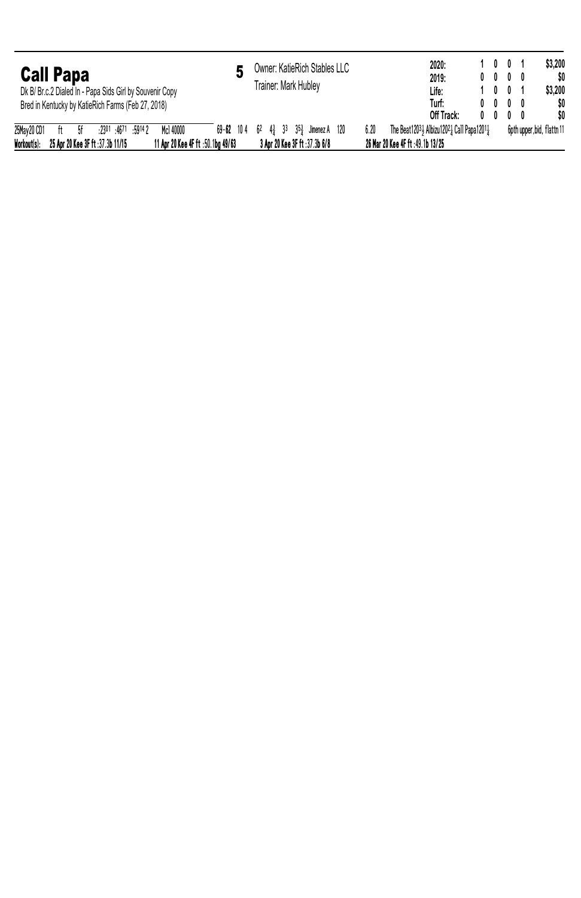## Call Papa

**5**

Dk B/ Br.c.2 Dialed In - Papa Sids Girl by Souvenir Copy
Bred in Kentucky by KatieRich Farms (Feb 27, 2018)

Owner: KatieRich Stables LLC
Trainer: Mark Hubley

| | | | | | |
|---|---|---|---|---|---|
| **2020:** | 1 | 0 | 0 | 1 | $3,200 |
| **2019:** | 0 | 0 | 0 | 0 | $0 |
| **Life:** | 1 | 0 | 0 | 1 | $3,200 |
| **Turf:** | 0 | 0 | 0 | 0 | $0 |
| **Off Track:** | 0 | 0 | 0 | 0 | $0 |

| Date/Track | Cond | Dist | Fractions | Race | Pace-Speed | PP | Start | 1st | Str | Fin | Jockey | Wt | Odds | Top Finishers | Comment |
|---|---|---|---|---|---|---|---|---|---|---|---|---|---|---|---|
| 25May20 CD1 | ft | 5f | :23[01] :46[71] :59[14] 2 | Mcl 40000 | 69-**62** | 10 | 4 | 6[2] | 4¾ 3[3] | 3[5¾] | Jimenez A | 120 | 6.20 | The Beat120[3½] Albizu120[2¼] Call Papa120[1¼] | 6pth upper,bid, flattn 11 |

**Workout(s):** **25 Apr 20 Kee 3F ft :37.3b 11/15** **11 Apr 20 Kee 4F ft :50.1bg 49/63** **3 Apr 20 Kee 3F ft :37.3b 6/8** **26 Mar 20 Kee 4F ft :49.1b 13/25**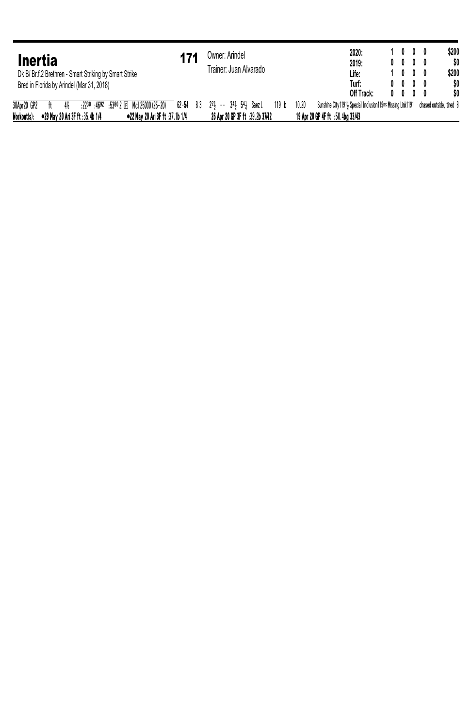## Inertia

**171**

Dk B/ Br.f.2 Brethren - Smart Striking by Smart Strike
Bred in Florida by Arindel (Mar 31, 2018)

Owner: Arindel
Trainer: Juan Alvarado

| | Starts | 1st | 2nd | 3rd | Earnings |
|---|---|---|---|---|---|
| **2020:** | 1 | 0 | 0 | 0 | $200 |
| **2019:** | 0 | 0 | 0 | 0 | $0 |
| **Life:** | 1 | 0 | 0 | 0 | $200 |
| **Turf:** | 0 | 0 | 0 | 0 | $0 |
| **Off Track:** | 0 | 0 | 0 | 0 | $0 |

| Date/Track | Cond | Dist | Fractions | Age/Race | Figs | PP/St | Calls | Jockey | Wt | Odds | Top Finishers | Comment |
|---|---|---|---|---|---|---|---|---|---|---|---|---|
| 30Apr20 GP2 | ft | 4½ | :22[30] :46[92] :53[80] | 2 Ⓕ Mcl 25000 (25-20) | 62-**54** | 8 3 | 2½ -- 3½ 5½ | Saez L | 119 b | 10.20 | Sunshine City119½ Special Inclusion119ns Missing Link119¹ | chased outside, tired 8 |

**Workout(s):** •29 May 20 Ari 3F ft :35.4b 1/4 &nbsp;&nbsp; •22 May 20 Ari 3F ft :37.1b 1/4 &nbsp;&nbsp; 26 Apr 20 GP 3F ft :39.2b 37/42 &nbsp;&nbsp; 19 Apr 20 GP 4F ft :50.4bg 33/43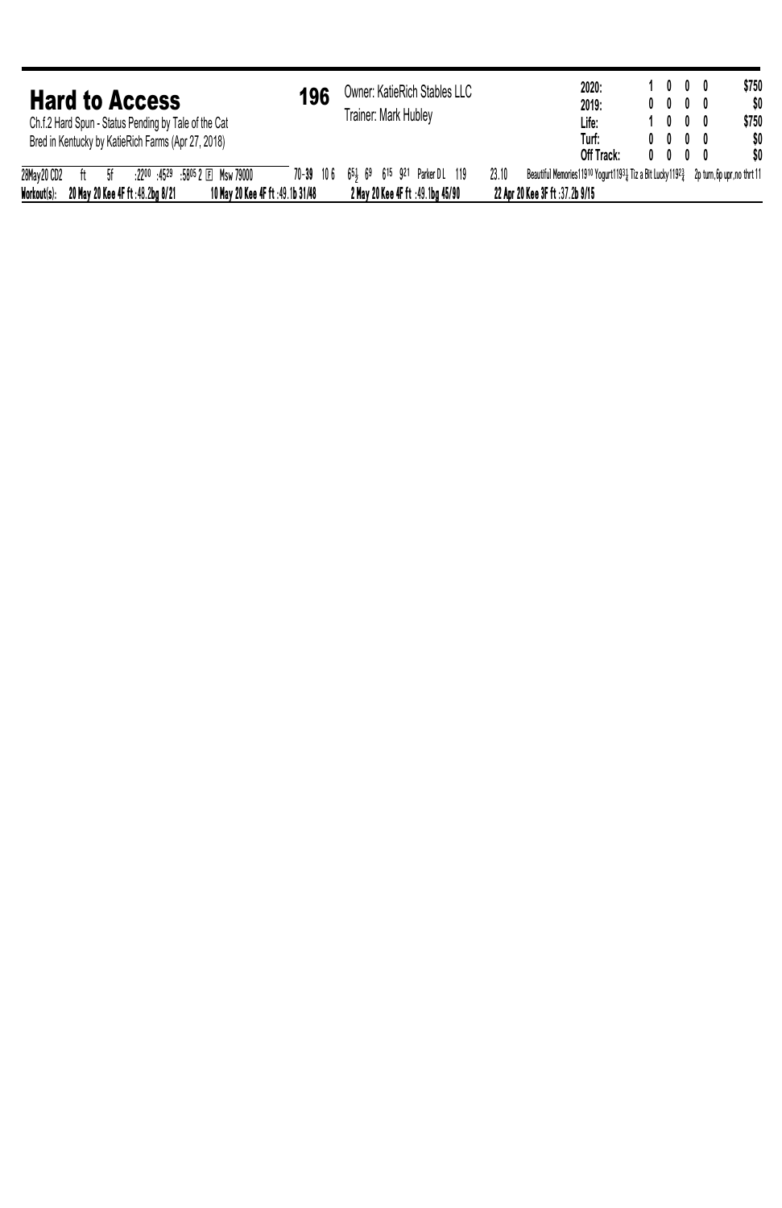## Hard to Access

**196**

Ch.f.2 Hard Spun - Status Pending by Tale of the Cat
Bred in Kentucky by KatieRich Farms (Apr 27, 2018)

Owner: KatieRich Stables LLC
Trainer: Mark Hubley

| | Starts | 1st | 2nd | 3rd | Earnings |
|---|---|---|---|---|---|
| 2020: | 1 | 0 | 0 | 0 | $750 |
| 2019: | 0 | 0 | 0 | 0 | $0 |
| Life: | 1 | 0 | 0 | 0 | $750 |
| Turf: | 0 | 0 | 0 | 0 | $0 |
| Off Track: | 0 | 0 | 0 | 0 | $0 |

28May20 CD2 ft 5f :22⁰⁰ :45²⁹ :58⁰⁵ 2 Ⓕ Msw 79000 70-**39** 10 6 6⁵½ 6⁹ 6¹⁵ 9²¹ Parker D L 119 23.10 Beautiful Memories119¹⁰ Yogurt119³¼ Tiz a Bit Lucky119²¾ 2p turn,6p upr,no thrt 11

**Workout(s):** **20 May 20 Kee 4F ft :48.2bg 8/21** **10 May 20 Kee 4F ft :49.1b 31/48** **2 May 20 Kee 4F ft :49.1bg 45/90** **22 Apr 20 Kee 3F ft :37.2b 9/15**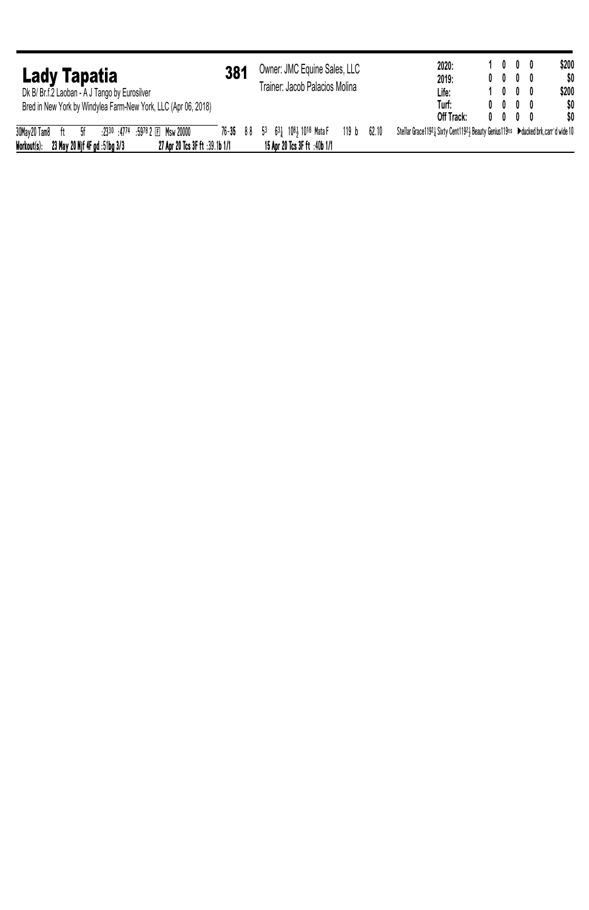## Lady Tapatia

**381**

Dk B/ Br.f.2 Laoban - A J Tango by Eurosilver
Bred in New York by Windylea Farm-New York, LLC (Apr 06, 2018)

Owner: JMC Equine Sales, LLC
Trainer: Jacob Palacios Molina

| | Starts | 1st | 2nd | 3rd | Earnings |
|---|---|---|---|---|---|
| 2020: | 1 | 0 | 0 | 0 | $200 |
| 2019: | 0 | 0 | 0 | 0 | $0 |
| Life: | 1 | 0 | 0 | 0 | $200 |
| Turf: | 0 | 0 | 0 | 0 | $0 |
| Off Track: | 0 | 0 | 0 | 0 | $0 |

30May20 Tam8 ft 5f :23$^{30}$ :47$^{74}$ :59$^{78}$ 2 F Msw 20000 76-35 8 8 5$^{3}$ 6$^{3\frac{1}{4}}$ 10$^{8\frac{1}{2}}$ 10$^{18}$ Mata F 119 b 62.10 Stellar Grace119$^{2\frac{1}{4}}$ Sixty Cent119$^{2\frac{1}{2}}$ Beauty Genius119$^{ns}$ ▶ducked brk,carr'd wide 10

**Workout(s): 23 May 20 Njf 4F gd :51bg 3/3 27 Apr 20 Tcs 3F ft :39.1b 1/1 15 Apr 20 Tcs 3F ft :40b 1/1**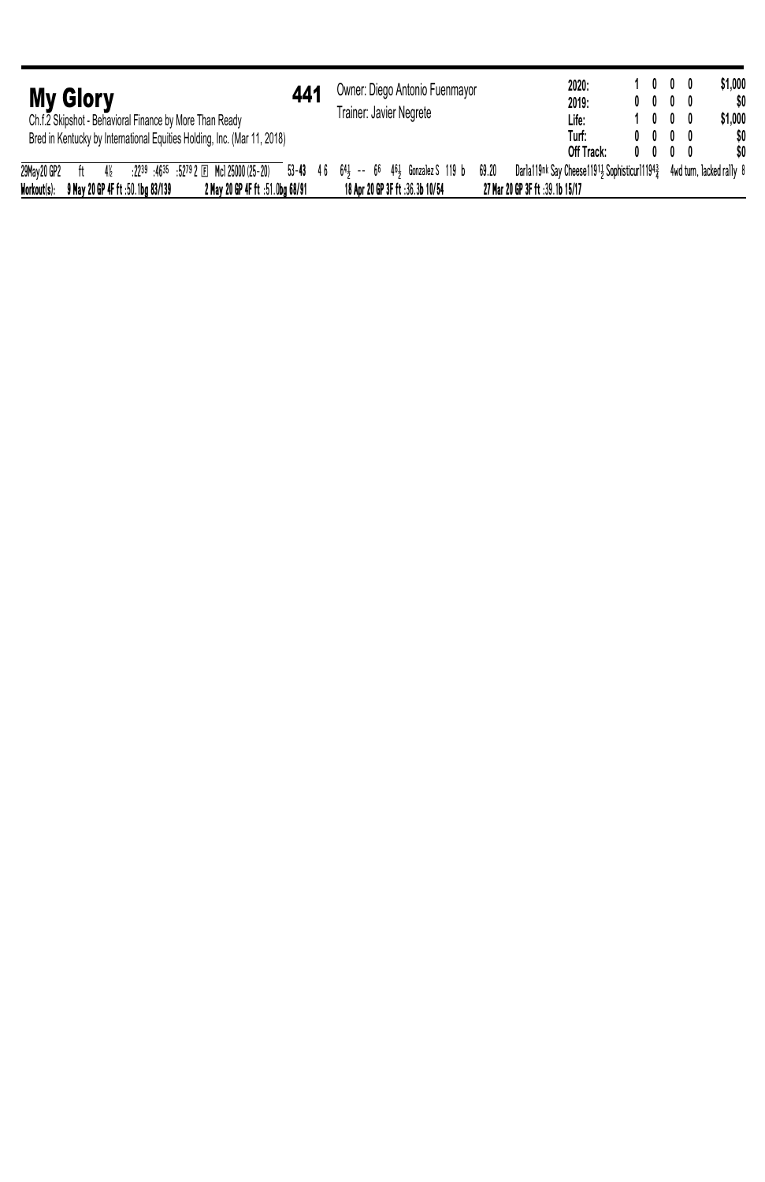## My Glory

**441**

Ch.f.2 Skipshot - Behavioral Finance by More Than Ready
Bred in Kentucky by International Equities Holding, Inc. (Mar 11, 2018)

Owner: Diego Antonio Fuenmayor
Trainer: Javier Negrete

| | Starts | 1st | 2nd | 3rd | Earnings |
|---|---|---|---|---|---|
| 2020: | 1 | 0 | 0 | 0 | $1,000 |
| 2019: | 0 | 0 | 0 | 0 | $0 |
| Life: | 1 | 0 | 0 | 0 | $1,000 |
| Turf: | 0 | 0 | 0 | 0 | $0 |
| Off Track: | 0 | 0 | 0 | 0 | $0 |

29May20 GP2 ft 4½ :22³⁹ :46³⁵ :52⁷⁹ 2 Ⓕ Mcl 25000 (25-20) 53-**43** 4 6 6$4\frac{1}{2}$ -- 6⁶ 4$6\frac{1}{2}$ Gonzalez S 119 b 69.20 Darla119nk Say Cheese119$1\frac{1}{2}$ Sophisticur119$4\frac{3}{4}$ 4wd turn, lacked rally 8

**Workout(s):** **9 May 20 GP 4F ft :50.1bg 83/139** **2 May 20 GP 4F ft :51.0bg 68/91** **18 Apr 20 GP 3F ft :36.3b 10/54** **27 Mar 20 GP 3F ft :39.1b 15/17**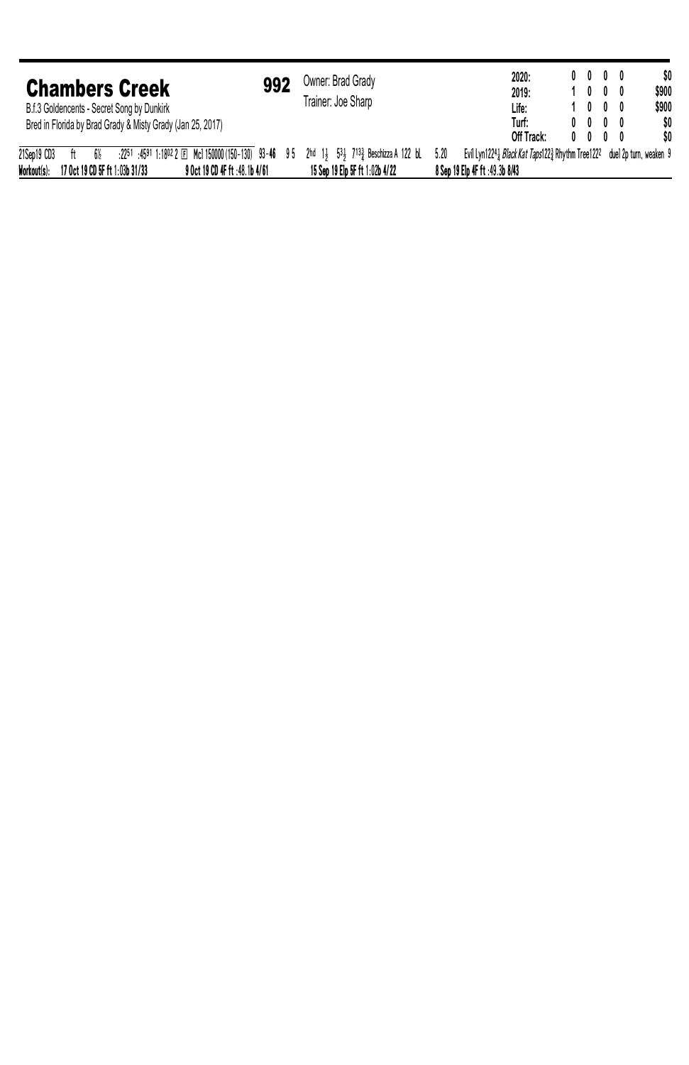## Chambers Creek

**992**

B.f.3 Goldencents - Secret Song by Dunkirk
Bred in Florida by Brad Grady & Misty Grady (Jan 25, 2017)

Owner: Brad Grady
Trainer: Joe Sharp

| | | | | | |
|---|---|---|---|---|---|
| **2020:** | 0 | 0 | 0 | 0 | $0 |
| **2019:** | 1 | 0 | 0 | 0 | $900 |
| **Life:** | 1 | 0 | 0 | 0 | $900 |
| **Turf:** | 0 | 0 | 0 | 0 | $0 |
| **Off Track:** | 0 | 0 | 0 | 0 | $0 |

21Sep19 CD3 ft 6½ :22[51] :45[91] 1:18[02] 2 F Mcl 150000 (150-130) 93-**46** 9 5 2hd 1½ 5³½ 7¹³¾ Beschizza A 122 bL 5.20 Evil Lyn122⁴¾ *Black Kat Taps*122¾ Rhythm Tree122² duel 2p turn, weaken 9

**Workout(s):** **17 Oct 19 CD 5F ft 1:03b 31/33** **9 Oct 19 CD 4F ft :48.1b 4/61** **15 Sep 19 Elp 5F ft 1:02b 4/22** **8 Sep 19 Elp 4F ft :49.3b 8/43**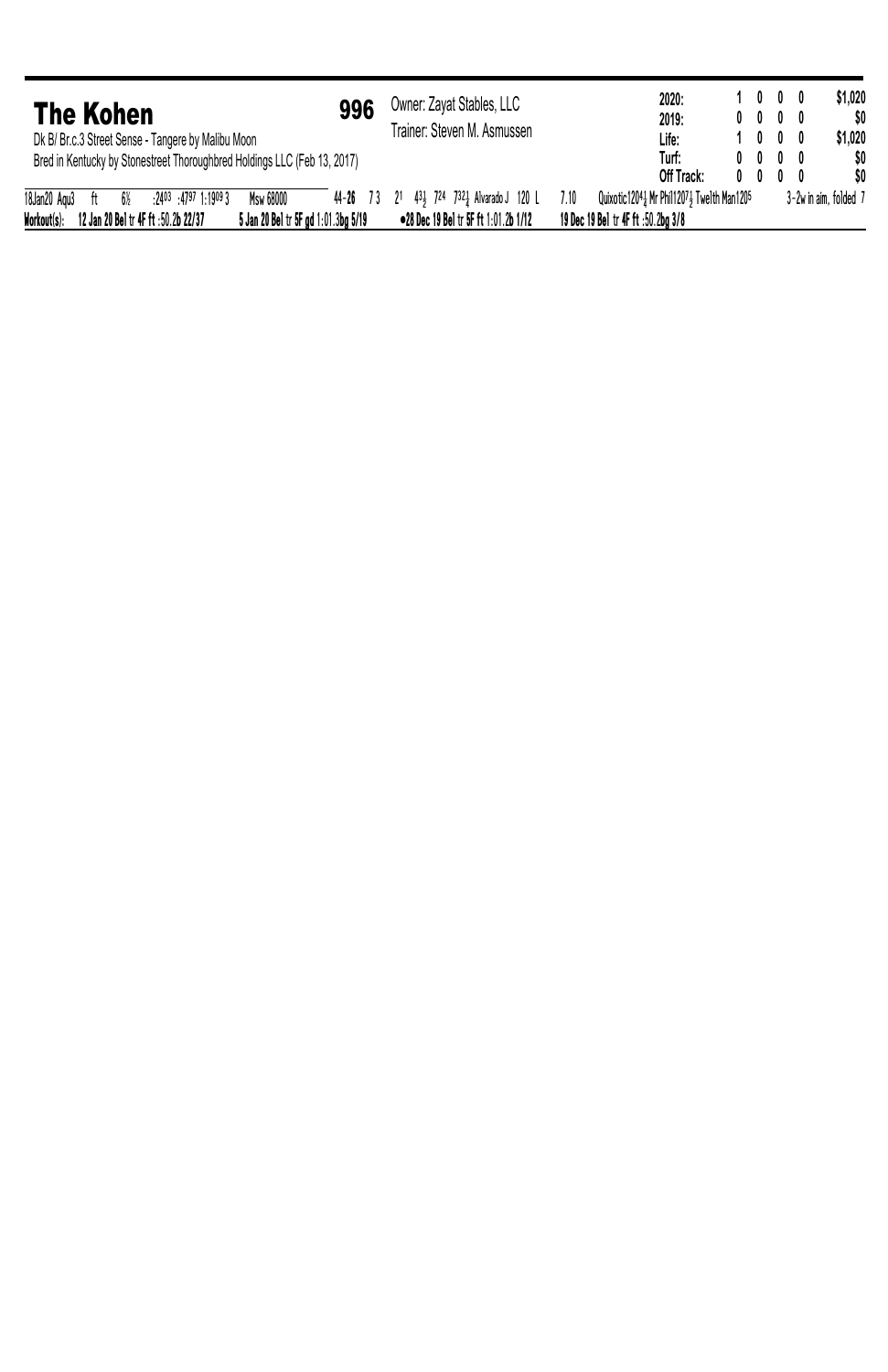## The Kohen

**996**

Dk B/ Br.c.3 Street Sense - Tangere by Malibu Moon

Bred in Kentucky by Stonestreet Thoroughbred Holdings LLC (Feb 13, 2017)

Owner: Zayat Stables, LLC

Trainer: Steven M. Asmussen

| | | | | | |
|---|---|---|---|---|---|
| **2020:** | **1** | **0** | **0** | **0** | **$1,020** |
| **2019:** | **0** | **0** | **0** | **0** | **$0** |
| **Life:** | **1** | **0** | **0** | **0** | **$1,020** |
| **Turf:** | **0** | **0** | **0** | **0** | **$0** |
| **Off Track:** | **0** | **0** | **0** | **0** | **$0** |

18Jan20 Aqu3 ft 6½ :24[03] :47[97] 1:19[09] 3 Msw 68000 44-**26** 7 3 2[1] 4[3½] 7[24] 7[32¼] Alvarado J 120 L 7.10 Quixotic120[4¾] Mr Phil120[7½] Twelth Man120[5] 3-2w in aim, folded 7

**Workout(s):** **12 Jan 20 Bel tr 4F ft :50.2b 22/37** **5 Jan 20 Bel tr 5F gd 1:01.3bg 5/19** **●28 Dec 19 Bel tr 5F ft 1:01.2b 1/12** **19 Dec 19 Bel tr 4F ft :50.2bg 3/8**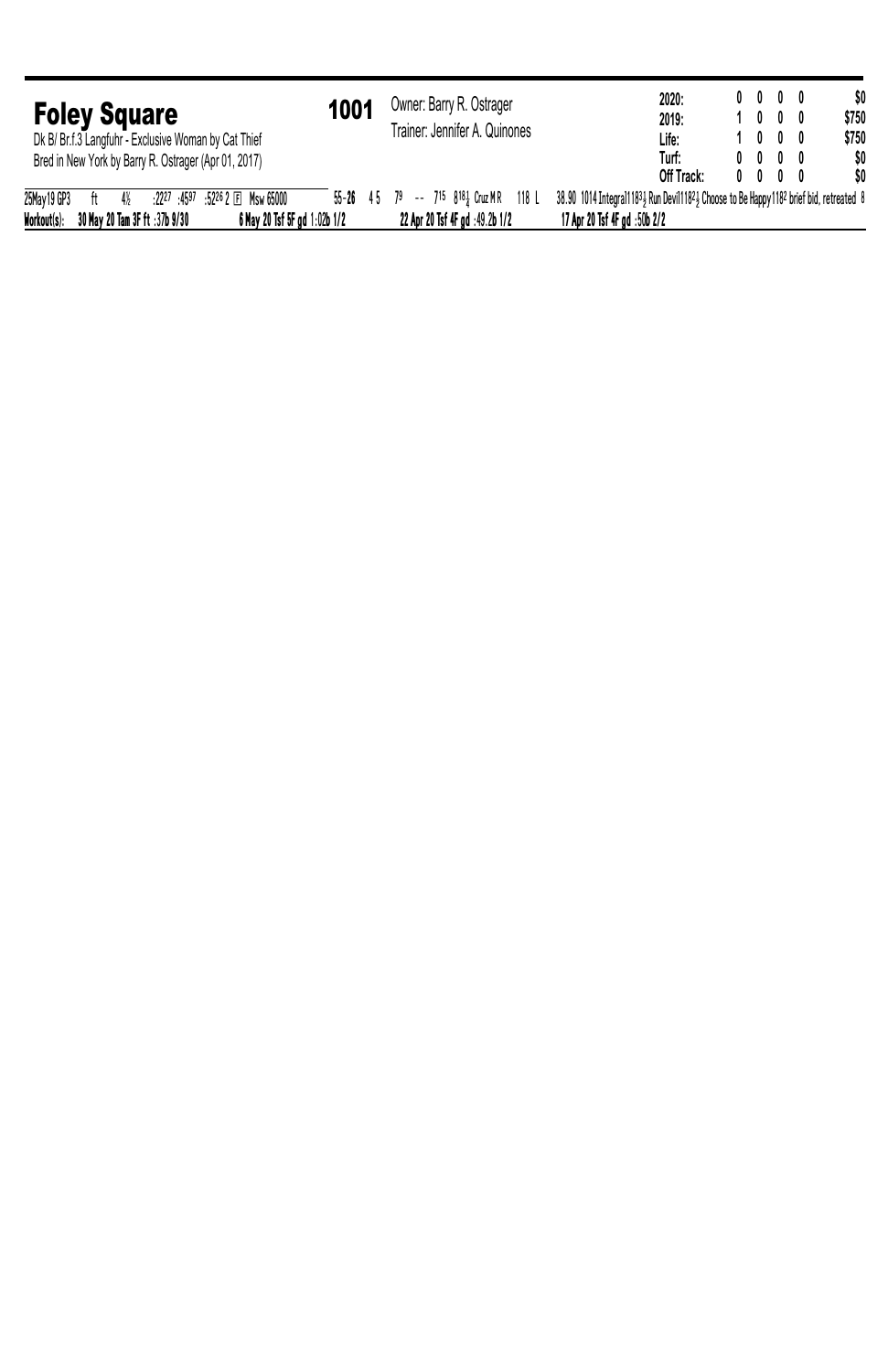## Foley Square

**1001**

Dk B/ Br.f.3 Langfuhr - Exclusive Woman by Cat Thief
Bred in New York by Barry R. Ostrager (Apr 01, 2017)

Owner: Barry R. Ostrager
Trainer: Jennifer A. Quinones

| | | | | | |
|---|---|---|---|---|---|
| 2020: | 0 | 0 | 0 | 0 | $0 |
| 2019: | 1 | 0 | 0 | 0 | $750 |
| Life: | 1 | 0 | 0 | 0 | $750 |
| Turf: | 0 | 0 | 0 | 0 | $0 |
| Off Track: | 0 | 0 | 0 | 0 | $0 |

25May19 GP3 ft 4½ :22[27] :45[97] :52[26] 2 F Msw 65000 55-**26** 4 5 7[9] -- 7[15] 8[18¼] Cruz M R 118 L 38.90 1014 Integral118[3½] Run Devil118[2½] Choose to Be Happy118[2] brief bid, retreated 8

**Workout(s): 30 May 20 Tam 3F ft :37b 9/30 6 May 20 Tsf 5F gd 1:02b 1/2 22 Apr 20 Tsf 4F gd :49.2b 1/2 17 Apr 20 Tsf 4F gd :50b 2/2**